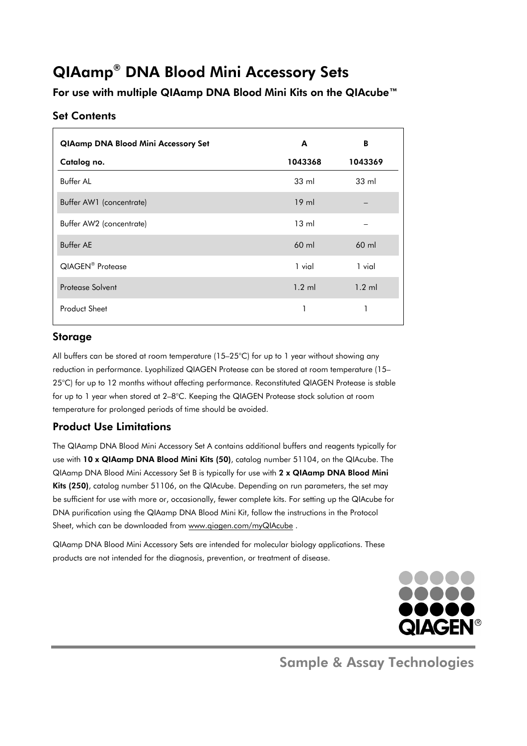# QIAamp® DNA Blood Mini Accessory Sets

## For use with multiple QIAamp DNA Blood Mini Kits on the QIAcube™

### Set Contents

| **QIAamp DNA Blood Mini Accessory Set** | **A** | **B** |
|---|---|---|
| **Catalog no.** | **1043368** | **1043369** |
| Buffer AL | 33 ml | 33 ml |
| Buffer AW1 (concentrate) | 19 ml | – |
| Buffer AW2 (concentrate) | 13 ml | – |
| Buffer AE | 60 ml | 60 ml |
| QIAGEN® Protease | 1 vial | 1 vial |
| Protease Solvent | 1.2 ml | 1.2 ml |
| Product Sheet | 1 | 1 |

### Storage

All buffers can be stored at room temperature (15–25°C) for up to 1 year without showing any reduction in performance. Lyophilized QIAGEN Protease can be stored at room temperature (15–25°C) for up to 12 months without affecting performance. Reconstituted QIAGEN Protease is stable for up to 1 year when stored at 2–8°C. Keeping the QIAGEN Protease stock solution at room temperature for prolonged periods of time should be avoided.

### Product Use Limitations

The QIAamp DNA Blood Mini Accessory Set A contains additional buffers and reagents typically for use with **10 x QIAamp DNA Blood Mini Kits (50)**, catalog number 51104, on the QIAcube. The QIAamp DNA Blood Mini Accessory Set B is typically for use with **2 x QIAamp DNA Blood Mini Kits (250)**, catalog number 51106, on the QIAcube. Depending on run parameters, the set may be sufficient for use with more or, occasionally, fewer complete kits. For setting up the QIAcube for DNA purification using the QIAamp DNA Blood Mini Kit, follow the instructions in the Protocol Sheet, which can be downloaded from www.qiagen.com/myQIAcube .

QIAamp DNA Blood Mini Accessory Sets are intended for molecular biology applications. These products are not intended for the diagnosis, prevention, or treatment of disease.

QIAGEN®

Sample & Assay Technologies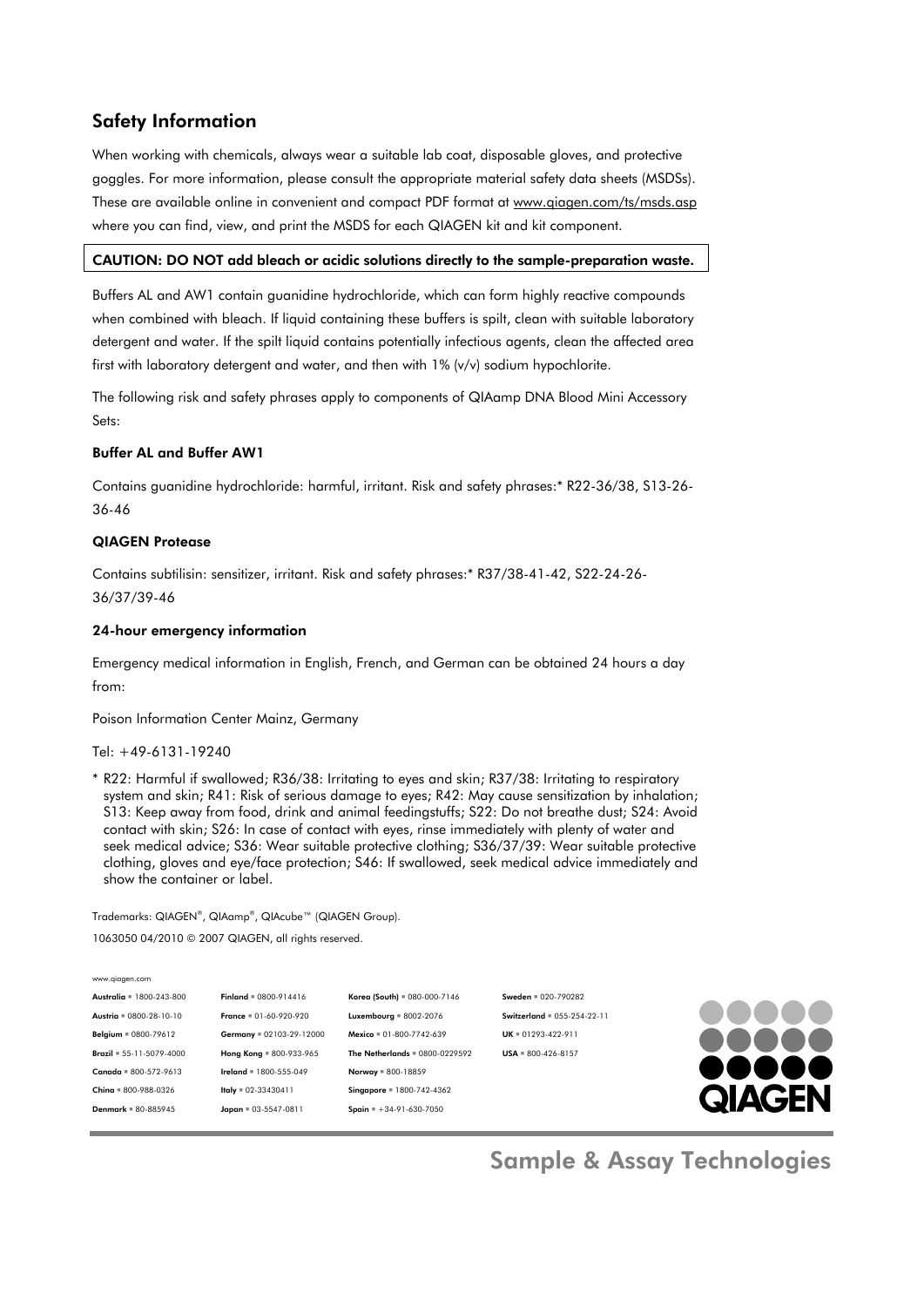## Safety Information

When working with chemicals, always wear a suitable lab coat, disposable gloves, and protective goggles. For more information, please consult the appropriate material safety data sheets (MSDSs). These are available online in convenient and compact PDF format at www.qiagen.com/ts/msds.asp where you can find, view, and print the MSDS for each QIAGEN kit and kit component.

**CAUTION: DO NOT add bleach or acidic solutions directly to the sample-preparation waste.**

Buffers AL and AW1 contain guanidine hydrochloride, which can form highly reactive compounds when combined with bleach. If liquid containing these buffers is spilt, clean with suitable laboratory detergent and water. If the spilt liquid contains potentially infectious agents, clean the affected area first with laboratory detergent and water, and then with 1% (v/v) sodium hypochlorite.

The following risk and safety phrases apply to components of QIAamp DNA Blood Mini Accessory Sets:

**Buffer AL and Buffer AW1**

Contains guanidine hydrochloride: harmful, irritant. Risk and safety phrases:* R22-36/38, S13-26-36-46

**QIAGEN Protease**

Contains subtilisin: sensitizer, irritant. Risk and safety phrases:* R37/38-41-42, S22-24-26-36/37/39-46

**24-hour emergency information**

Emergency medical information in English, French, and German can be obtained 24 hours a day from:

Poison Information Center Mainz, Germany

Tel: +49-6131-19240

* R22: Harmful if swallowed; R36/38: Irritating to eyes and skin; R37/38: Irritating to respiratory system and skin; R41: Risk of serious damage to eyes; R42: May cause sensitization by inhalation; S13: Keep away from food, drink and animal feedingstuffs; S22: Do not breathe dust; S24: Avoid contact with skin; S26: In case of contact with eyes, rinse immediately with plenty of water and seek medical advice; S36: Wear suitable protective clothing; S36/37/39: Wear suitable protective clothing, gloves and eye/face protection; S46: If swallowed, seek medical advice immediately and show the container or label.

Trademarks: QIAGEN®, QIAamp®, QIAcube™ (QIAGEN Group).

1063050 04/2010 © 2007 QIAGEN, all rights reserved.

www.qiagen.com

**Australia** ■ 1800-243-800
**Austria** ■ 0800-28-10-10
**Belgium** ■ 0800-79612
**Brazil** ■ 55-11-5079-4000
**Canada** ■ 800-572-9613
**China** ■ 800-988-0326
**Denmark** ■ 80-885945
**Finland** ■ 0800-914416
**France** ■ 01-60-920-920
**Germany** ■ 02103-29-12000
**Hong Kong** ■ 800-933-965
**Ireland** ■ 1800-555-049
**Italy** ■ 02-33430411
**Japan** ■ 03-5547-0811
**Korea (South)** ■ 080-000-7146
**Luxembourg** ■ 8002-2076
**Mexico** ■ 01-800-7742-639
**The Netherlands** ■ 0800-0229592
**Norway** ■ 800-18859
**Singapore** ■ 1800-742-4362
**Spain** ■ +34-91-630-7050
**Sweden** ■ 020-790282
**Switzerland** ■ 055-254-22-11
**UK** ■ 01293-422-911
**USA** ■ 800-426-8157

QIAGEN

Sample & Assay Technologies